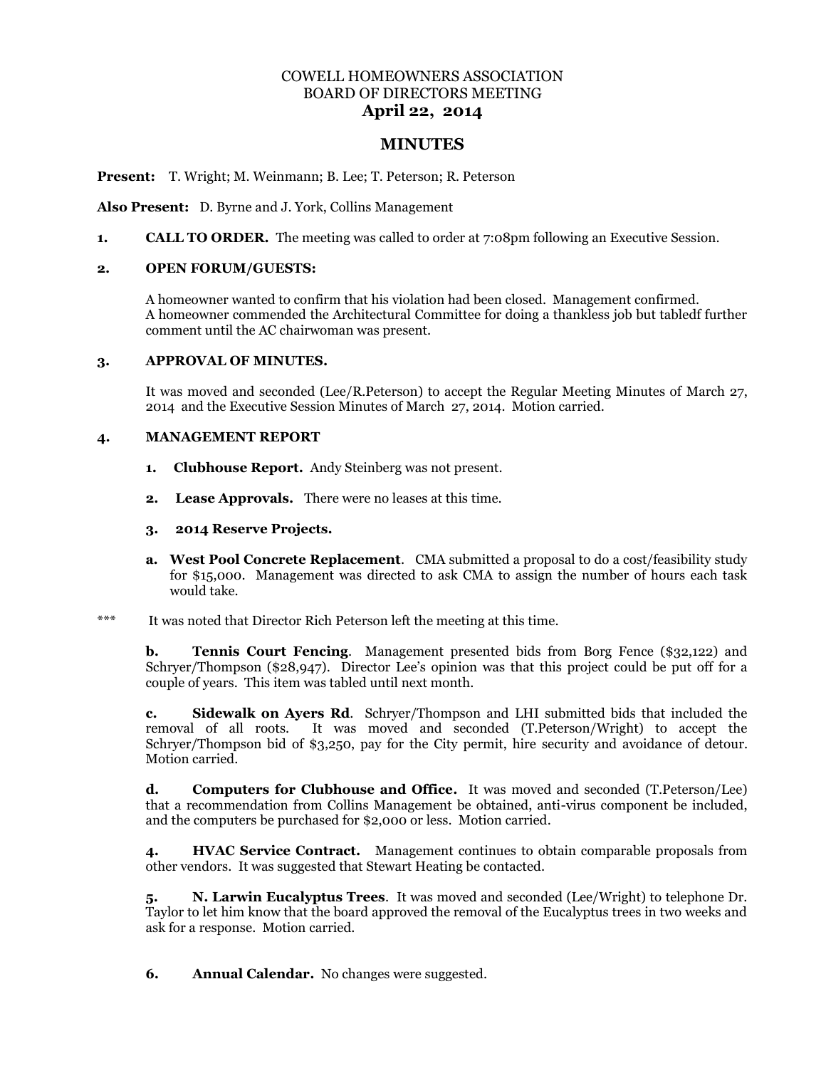# COWELL HOMEOWNERS ASSOCIATION
## BOARD OF DIRECTORS MEETING
## April 22, 2014

## MINUTES

**Present:** T. Wright; M. Weinmann; B. Lee; T. Peterson; R. Peterson

**Also Present:** D. Byrne and J. York, Collins Management

**1. CALL TO ORDER.** The meeting was called to order at 7:08pm following an Executive Session.

**2. OPEN FORUM/GUESTS:**

A homeowner wanted to confirm that his violation had been closed. Management confirmed.
A homeowner commended the Architectural Committee for doing a thankless job but tabledf further comment until the AC chairwoman was present.

**3. APPROVAL OF MINUTES.**

It was moved and seconded (Lee/R.Peterson) to accept the Regular Meeting Minutes of March 27, 2014 and the Executive Session Minutes of March 27, 2014. Motion carried.

**4. MANAGEMENT REPORT**

**1. Clubhouse Report.** Andy Steinberg was not present.

**2. Lease Approvals.** There were no leases at this time.

**3. 2014 Reserve Projects.**

**a. West Pool Concrete Replacement**. CMA submitted a proposal to do a cost/feasibility study for $15,000. Management was directed to ask CMA to assign the number of hours each task would take.

*** It was noted that Director Rich Peterson left the meeting at this time.

**b. Tennis Court Fencing**. Management presented bids from Borg Fence ($32,122) and Schryer/Thompson ($28,947). Director Lee's opinion was that this project could be put off for a couple of years. This item was tabled until next month.

**c. Sidewalk on Ayers Rd**. Schryer/Thompson and LHI submitted bids that included the removal of all roots. It was moved and seconded (T.Peterson/Wright) to accept the Schryer/Thompson bid of $3,250, pay for the City permit, hire security and avoidance of detour. Motion carried.

**d. Computers for Clubhouse and Office.** It was moved and seconded (T.Peterson/Lee) that a recommendation from Collins Management be obtained, anti-virus component be included, and the computers be purchased for $2,000 or less. Motion carried.

**4. HVAC Service Contract.** Management continues to obtain comparable proposals from other vendors. It was suggested that Stewart Heating be contacted.

**5. N. Larwin Eucalyptus Trees**. It was moved and seconded (Lee/Wright) to telephone Dr. Taylor to let him know that the board approved the removal of the Eucalyptus trees in two weeks and ask for a response. Motion carried.

**6. Annual Calendar.** No changes were suggested.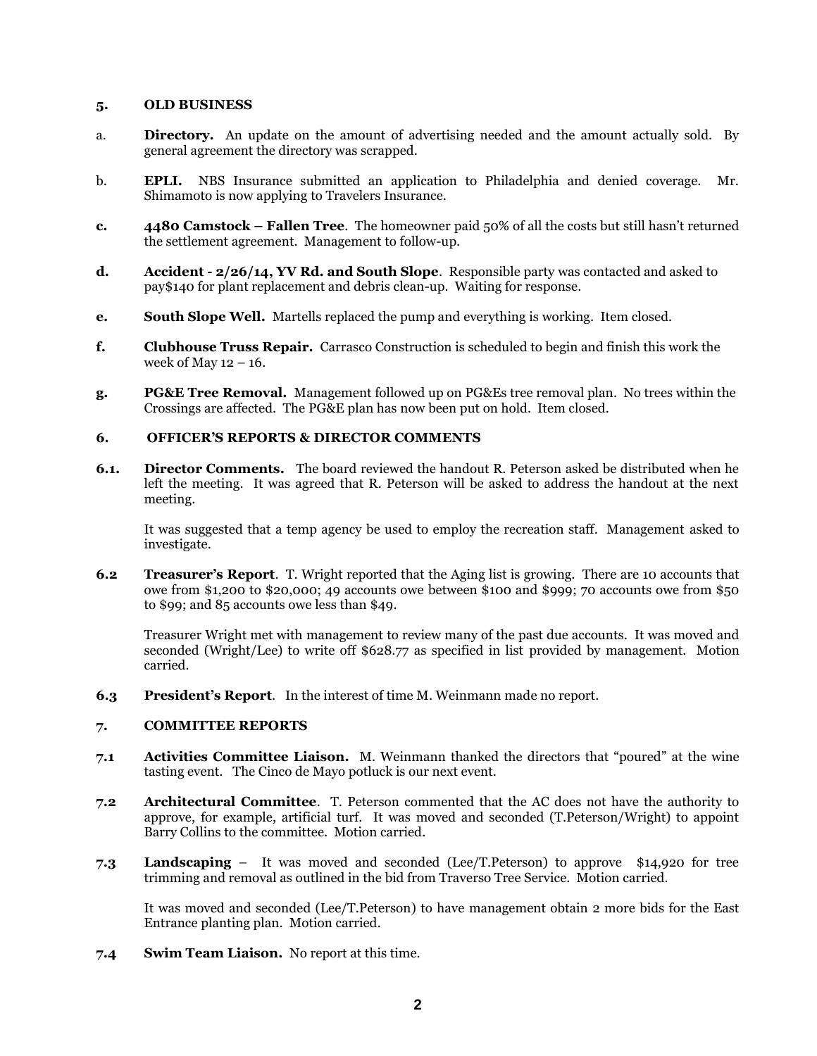## 5. OLD BUSINESS

a. **Directory.** An update on the amount of advertising needed and the amount actually sold. By general agreement the directory was scrapped.

b. **EPLI.** NBS Insurance submitted an application to Philadelphia and denied coverage. Mr. Shimamoto is now applying to Travelers Insurance.

**c.** **4480 Camstock – Fallen Tree**. The homeowner paid 50% of all the costs but still hasn't returned the settlement agreement. Management to follow-up.

**d.** **Accident - 2/26/14, YV Rd. and South Slope**. Responsible party was contacted and asked to pay$140 for plant replacement and debris clean-up. Waiting for response.

**e.** **South Slope Well.** Martells replaced the pump and everything is working. Item closed.

**f.** **Clubhouse Truss Repair.** Carrasco Construction is scheduled to begin and finish this work the week of May 12 – 16.

**g.** **PG&E Tree Removal.** Management followed up on PG&Es tree removal plan. No trees within the Crossings are affected. The PG&E plan has now been put on hold. Item closed.

## 6. OFFICER'S REPORTS & DIRECTOR COMMENTS

**6.1.** **Director Comments.** The board reviewed the handout R. Peterson asked be distributed when he left the meeting. It was agreed that R. Peterson will be asked to address the handout at the next meeting.

It was suggested that a temp agency be used to employ the recreation staff. Management asked to investigate.

**6.2** **Treasurer's Report**. T. Wright reported that the Aging list is growing. There are 10 accounts that owe from $1,200 to $20,000; 49 accounts owe between $100 and $999; 70 accounts owe from $50 to $99; and 85 accounts owe less than $49.

Treasurer Wright met with management to review many of the past due accounts. It was moved and seconded (Wright/Lee) to write off $628.77 as specified in list provided by management. Motion carried.

**6.3** **President's Report**. In the interest of time M. Weinmann made no report.

## 7. COMMITTEE REPORTS

**7.1** **Activities Committee Liaison.** M. Weinmann thanked the directors that "poured" at the wine tasting event. The Cinco de Mayo potluck is our next event.

**7.2** **Architectural Committee**. T. Peterson commented that the AC does not have the authority to approve, for example, artificial turf. It was moved and seconded (T.Peterson/Wright) to appoint Barry Collins to the committee. Motion carried.

**7.3** **Landscaping** – It was moved and seconded (Lee/T.Peterson) to approve $14,920 for tree trimming and removal as outlined in the bid from Traverso Tree Service. Motion carried.

It was moved and seconded (Lee/T.Peterson) to have management obtain 2 more bids for the East Entrance planting plan. Motion carried.

**7.4** **Swim Team Liaison.** No report at this time.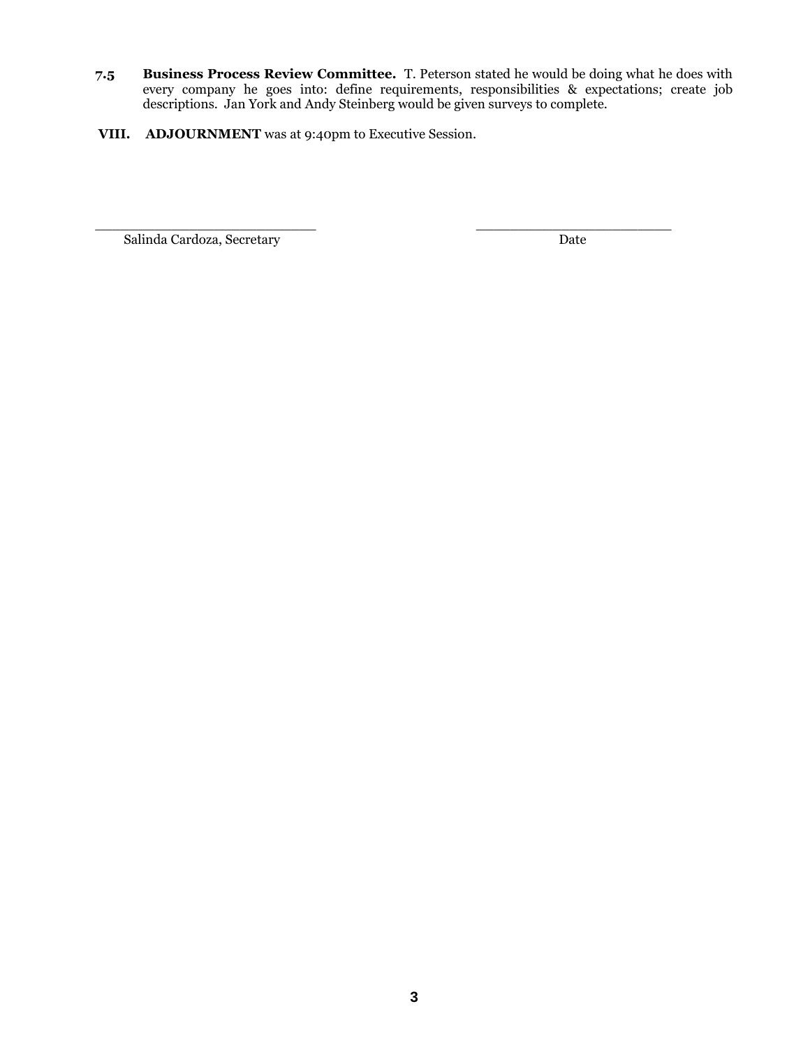**7.5 Business Process Review Committee.** T. Peterson stated he would be doing what he does with every company he goes into: define requirements, responsibilities & expectations; create job descriptions. Jan York and Andy Steinberg would be given surveys to complete.

**VIII. ADJOURNMENT** was at 9:40pm to Executive Session.

\_\_\_\_\_\_\_\_\_\_\_\_\_\_\_\_\_\_\_\_\_\_\_\_\_\_\_\_ \_\_\_\_\_\_\_\_\_\_\_\_\_\_\_\_\_\_\_\_\_\_\_\_\_\_

Salinda Cardoza, Secretary Date